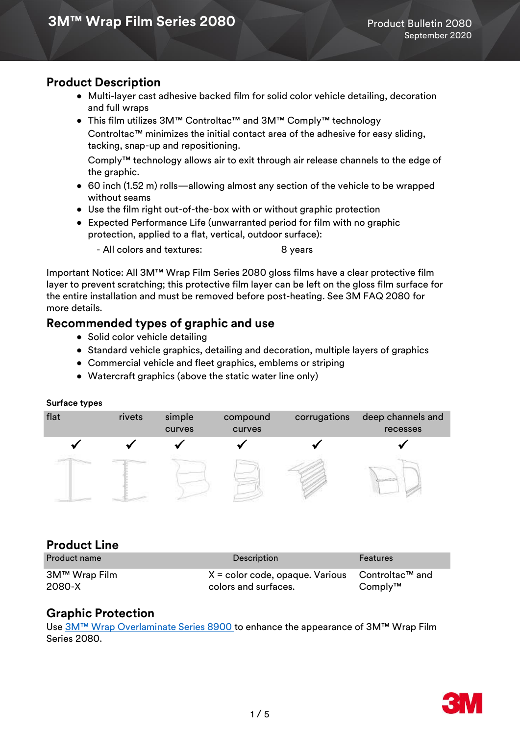# 3M™ Wrap Film Series 2080

Product Bulletin 2080
September 2020

## Product Description

- Multi-layer cast adhesive backed film for solid color vehicle detailing, decoration and full wraps
- This film utilizes 3M™ Controltac™ and 3M™ Comply™ technology
  Controltac™ minimizes the initial contact area of the adhesive for easy sliding, tacking, snap-up and repositioning.
  Comply™ technology allows air to exit through air release channels to the edge of the graphic.
- 60 inch (1.52 m) rolls—allowing almost any section of the vehicle to be wrapped without seams
- Use the film right out-of-the-box with or without graphic protection
- Expected Performance Life (unwarranted period for film with no graphic protection, applied to a flat, vertical, outdoor surface):
  - All colors and textures: 8 years

Important Notice: All 3M™ Wrap Film Series 2080 gloss films have a clear protective film layer to prevent scratching; this protective film layer can be left on the gloss film surface for the entire installation and must be removed before post-heating. See 3M FAQ 2080 for more details.

## Recommended types of graphic and use

- Solid color vehicle detailing
- Standard vehicle graphics, detailing and decoration, multiple layers of graphics
- Commercial vehicle and fleet graphics, emblems or striping
- Watercraft graphics (above the static water line only)

**Surface types**

| flat | rivets | simple curves | compound curves | corrugations | deep channels and recesses |
|---|---|---|---|---|---|
| ✓ | ✓ | ✓ | ✓ | ✓ | ✓ |

## Product Line

| Product name | Description | Features |
|---|---|---|
| 3M™ Wrap Film 2080-X | X = color code, opaque. Various colors and surfaces. | Controltac™ and Comply™ |

## Graphic Protection

Use 3M™ Wrap Overlaminate Series 8900 to enhance the appearance of 3M™ Wrap Film Series 2080.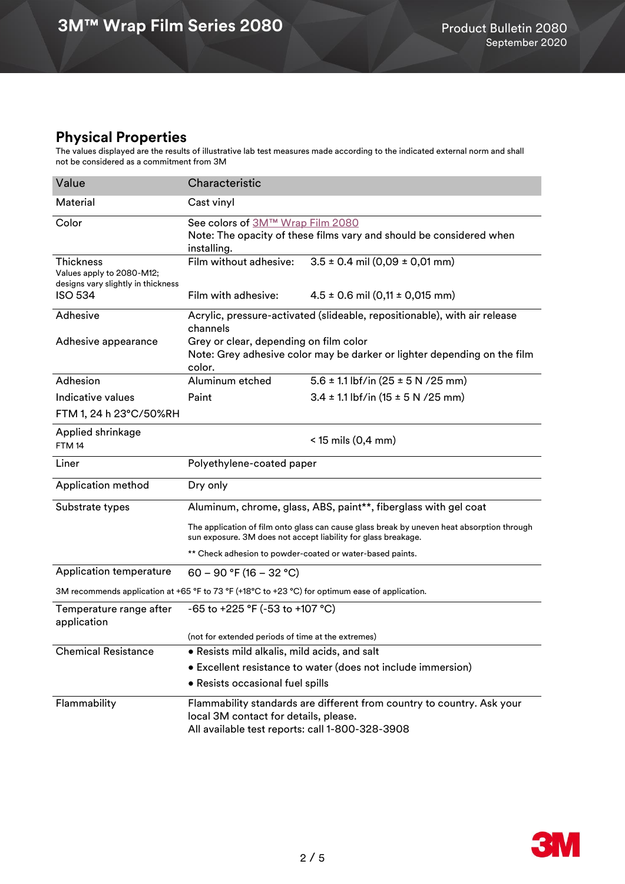## Physical Properties

The values displayed are the results of illustrative lab test measures made according to the indicated external norm and shall not be considered as a commitment from 3M

| Value | Characteristic | |
|---|---|---|
| Material | Cast vinyl | |
| Color | See colors of 3M™ Wrap Film 2080<br>Note: The opacity of these films vary and should be considered when installing. | |
| Thickness<br>Values apply to 2080-M12; designs vary slightly in thickness<br>ISO 534 | Film without adhesive:<br><br>Film with adhesive: | 3.5 ± 0.4 mil (0,09 ± 0,01 mm)<br><br>4.5 ± 0.6 mil (0,11 ± 0,015 mm) |
| Adhesive | Acrylic, pressure-activated (slideable, repositionable), with air release channels | |
| Adhesive appearance | Grey or clear, depending on film color<br>Note: Grey adhesive color may be darker or lighter depending on the film color. | |
| Adhesion<br>Indicative values<br>FTM 1, 24 h 23°C/50%RH | Aluminum etched<br>Paint | 5.6 ± 1.1 lbf/in (25 ± 5 N /25 mm)<br>3.4 ± 1.1 lbf/in (15 ± 5 N /25 mm) |
| Applied shrinkage<br>FTM 14 | | < 15 mils (0,4 mm) |
| Liner | Polyethylene-coated paper | |
| Application method | Dry only | |
| Substrate types | Aluminum, chrome, glass, ABS, paint**, fiberglass with gel coat<br><br>The application of film onto glass can cause glass break by uneven heat absorption through sun exposure. 3M does not accept liability for glass breakage.<br><br>** Check adhesion to powder-coated or water-based paints. | |
| Application temperature | 60 – 90 °F (16 – 32 °C) | |
| 3M recommends application at +65 °F to 73 °F (+18°C to +23 °C) for optimum ease of application. | | |
| Temperature range after application | -65 to +225 °F (-53 to +107 °C)<br><br>(not for extended periods of time at the extremes) | |
| Chemical Resistance | • Resists mild alkalis, mild acids, and salt<br>• Excellent resistance to water (does not include immersion)<br>• Resists occasional fuel spills | |
| Flammability | Flammability standards are different from country to country. Ask your local 3M contact for details, please.<br>All available test reports: call 1-800-328-3908 | |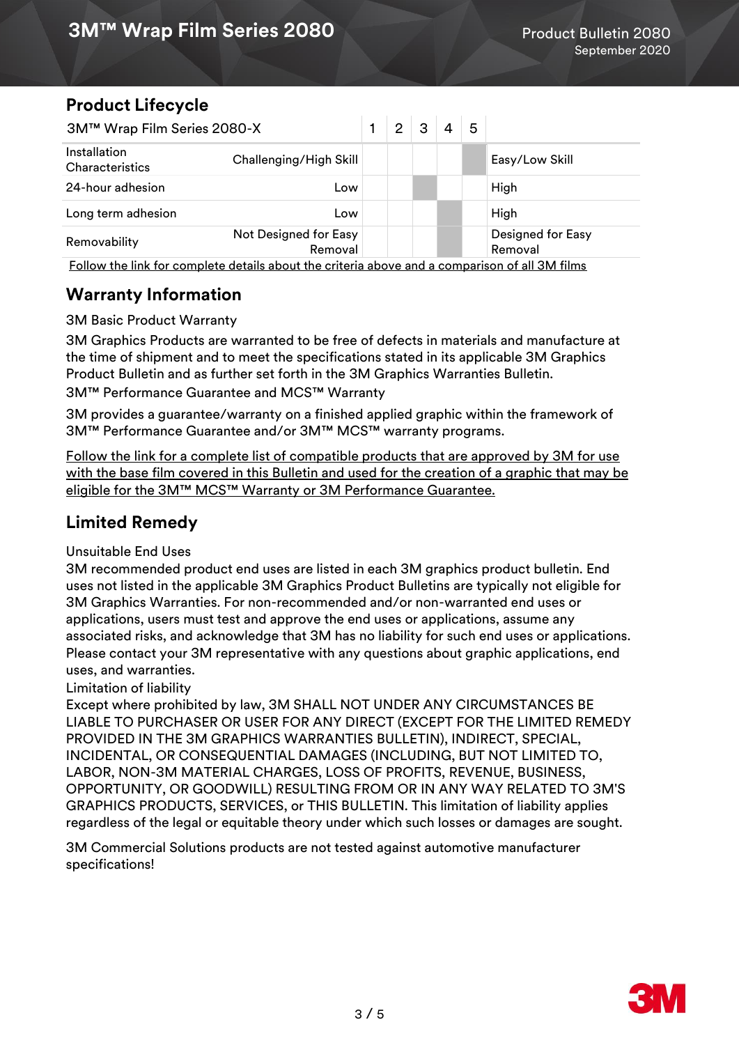## Product Lifecycle

| 3M™ Wrap Film Series 2080-X | | 1 | 2 | 3 | 4 | 5 | |
|---|---|---|---|---|---|---|---|
| Installation Characteristics | Challenging/High Skill | | | | | ■ | Easy/Low Skill |
| 24-hour adhesion | Low | | | ■ | | | High |
| Long term adhesion | Low | | | | ■ | | High |
| Removability | Not Designed for Easy Removal | | | | ■ | | Designed for Easy Removal |

Follow the link for complete details about the criteria above and a comparison of all 3M films

## Warranty Information

3M Basic Product Warranty

3M Graphics Products are warranted to be free of defects in materials and manufacture at the time of shipment and to meet the specifications stated in its applicable 3M Graphics Product Bulletin and as further set forth in the 3M Graphics Warranties Bulletin.

3M™ Performance Guarantee and MCS™ Warranty

3M provides a guarantee/warranty on a finished applied graphic within the framework of 3M™ Performance Guarantee and/or 3M™ MCS™ warranty programs.

Follow the link for a complete list of compatible products that are approved by 3M for use with the base film covered in this Bulletin and used for the creation of a graphic that may be eligible for the 3M™ MCS™ Warranty or 3M Performance Guarantee.

## Limited Remedy

Unsuitable End Uses

3M recommended product end uses are listed in each 3M graphics product bulletin. End uses not listed in the applicable 3M Graphics Product Bulletins are typically not eligible for 3M Graphics Warranties. For non-recommended and/or non-warranted end uses or applications, users must test and approve the end uses or applications, assume any associated risks, and acknowledge that 3M has no liability for such end uses or applications. Please contact your 3M representative with any questions about graphic applications, end uses, and warranties.

Limitation of liability

Except where prohibited by law, 3M SHALL NOT UNDER ANY CIRCUMSTANCES BE LIABLE TO PURCHASER OR USER FOR ANY DIRECT (EXCEPT FOR THE LIMITED REMEDY PROVIDED IN THE 3M GRAPHICS WARRANTIES BULLETIN), INDIRECT, SPECIAL, INCIDENTAL, OR CONSEQUENTIAL DAMAGES (INCLUDING, BUT NOT LIMITED TO, LABOR, NON-3M MATERIAL CHARGES, LOSS OF PROFITS, REVENUE, BUSINESS, OPPORTUNITY, OR GOODWILL) RESULTING FROM OR IN ANY WAY RELATED TO 3M'S GRAPHICS PRODUCTS, SERVICES, or THIS BULLETIN. This limitation of liability applies regardless of the legal or equitable theory under which such losses or damages are sought.

3M Commercial Solutions products are not tested against automotive manufacturer specifications!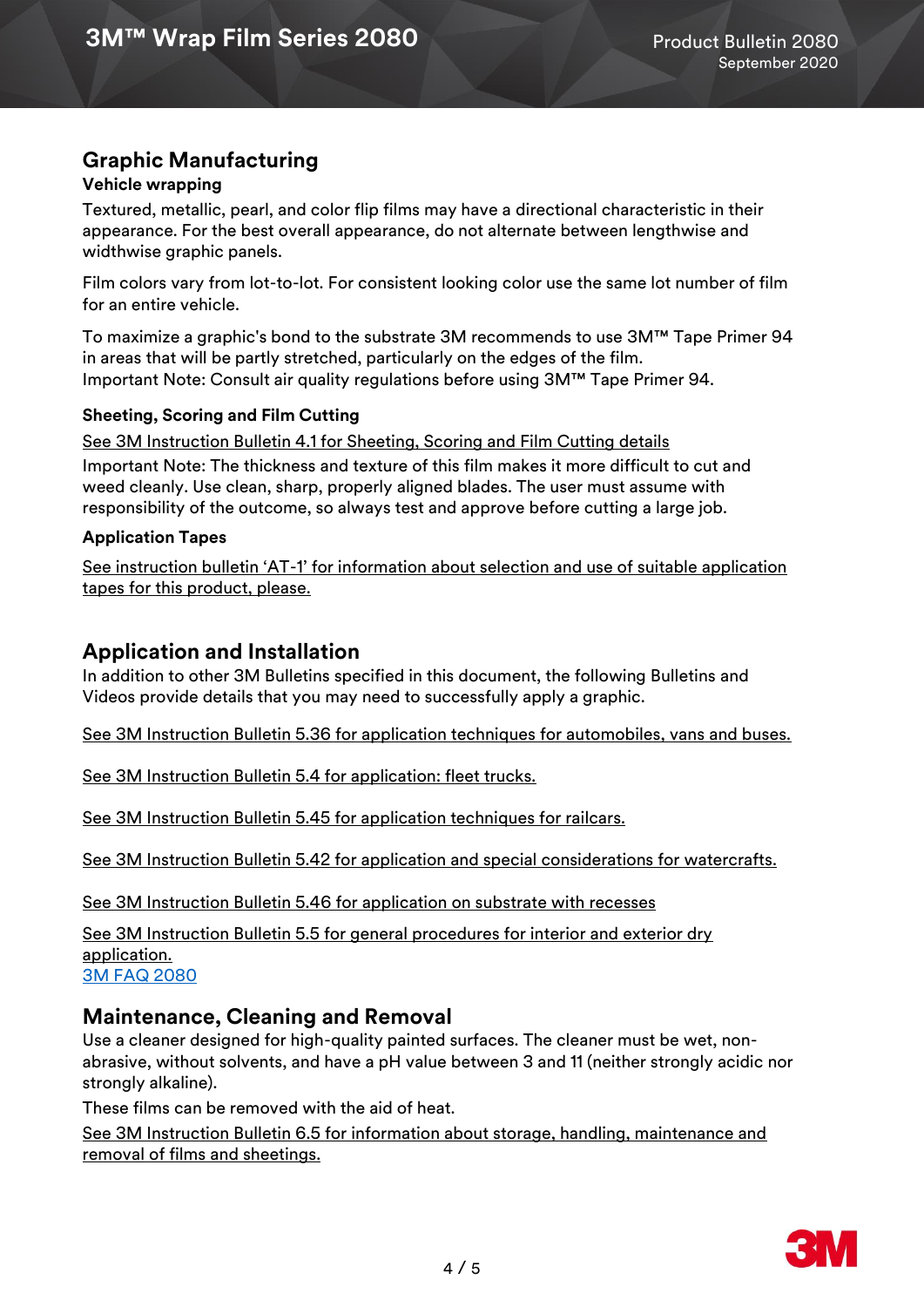## Graphic Manufacturing

### Vehicle wrapping

Textured, metallic, pearl, and color flip films may have a directional characteristic in their appearance. For the best overall appearance, do not alternate between lengthwise and widthwise graphic panels.

Film colors vary from lot-to-lot. For consistent looking color use the same lot number of film for an entire vehicle.

To maximize a graphic's bond to the substrate 3M recommends to use 3M™ Tape Primer 94 in areas that will be partly stretched, particularly on the edges of the film.
Important Note: Consult air quality regulations before using 3M™ Tape Primer 94.

### Sheeting, Scoring and Film Cutting

See 3M Instruction Bulletin 4.1 for Sheeting, Scoring and Film Cutting details

Important Note: The thickness and texture of this film makes it more difficult to cut and weed cleanly. Use clean, sharp, properly aligned blades. The user must assume with responsibility of the outcome, so always test and approve before cutting a large job.

### Application Tapes

See instruction bulletin 'AT-1' for information about selection and use of suitable application tapes for this product, please.

## Application and Installation

In addition to other 3M Bulletins specified in this document, the following Bulletins and Videos provide details that you may need to successfully apply a graphic.

See 3M Instruction Bulletin 5.36 for application techniques for automobiles, vans and buses.

See 3M Instruction Bulletin 5.4 for application: fleet trucks.

See 3M Instruction Bulletin 5.45 for application techniques for railcars.

See 3M Instruction Bulletin 5.42 for application and special considerations for watercrafts.

See 3M Instruction Bulletin 5.46 for application on substrate with recesses

See 3M Instruction Bulletin 5.5 for general procedures for interior and exterior dry application.
3M FAQ 2080

## Maintenance, Cleaning and Removal

Use a cleaner designed for high-quality painted surfaces. The cleaner must be wet, non-abrasive, without solvents, and have a pH value between 3 and 11 (neither strongly acidic nor strongly alkaline).

These films can be removed with the aid of heat.

See 3M Instruction Bulletin 6.5 for information about storage, handling, maintenance and removal of films and sheetings.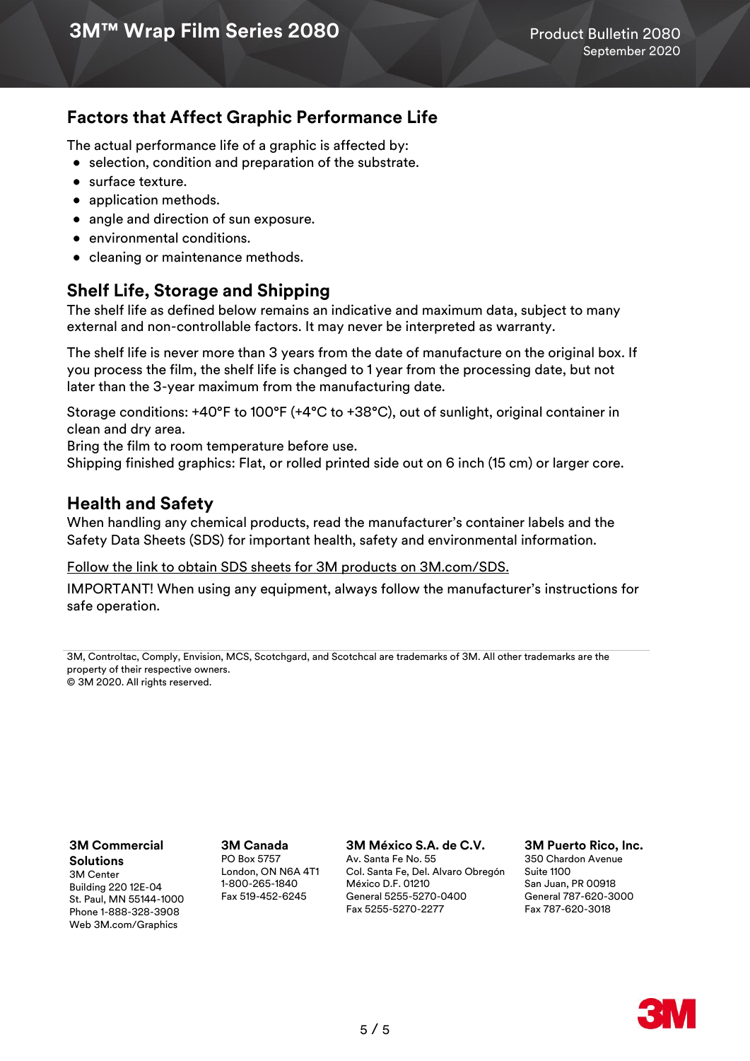## Factors that Affect Graphic Performance Life

The actual performance life of a graphic is affected by:

- selection, condition and preparation of the substrate.
- surface texture.
- application methods.
- angle and direction of sun exposure.
- environmental conditions.
- cleaning or maintenance methods.

## Shelf Life, Storage and Shipping

The shelf life as defined below remains an indicative and maximum data, subject to many external and non-controllable factors. It may never be interpreted as warranty.

The shelf life is never more than 3 years from the date of manufacture on the original box. If you process the film, the shelf life is changed to 1 year from the processing date, but not later than the 3-year maximum from the manufacturing date.

Storage conditions: +40°F to 100°F (+4°C to +38°C), out of sunlight, original container in clean and dry area.
Bring the film to room temperature before use.
Shipping finished graphics: Flat, or rolled printed side out on 6 inch (15 cm) or larger core.

## Health and Safety

When handling any chemical products, read the manufacturer's container labels and the Safety Data Sheets (SDS) for important health, safety and environmental information.

Follow the link to obtain SDS sheets for 3M products on 3M.com/SDS.

IMPORTANT! When using any equipment, always follow the manufacturer's instructions for safe operation.

3M, Controltac, Comply, Envision, MCS, Scotchgard, and Scotchcal are trademarks of 3M. All other trademarks are the property of their respective owners.
© 3M 2020. All rights reserved.

**3M Commercial Solutions**
3M Center
Building 220 12E-04
St. Paul, MN 55144-1000
Phone 1-888-328-3908
Web 3M.com/Graphics

**3M Canada**
PO Box 5757
London, ON N6A 4T1
1-800-265-1840
Fax 519-452-6245

**3M México S.A. de C.V.**
Av. Santa Fe No. 55
Col. Santa Fe, Del. Alvaro Obregón
México D.F. 01210
General 5255-5270-0400
Fax 5255-5270-2277

**3M Puerto Rico, Inc.**
350 Chardon Avenue
Suite 1100
San Juan, PR 00918
General 787-620-3000
Fax 787-620-3018